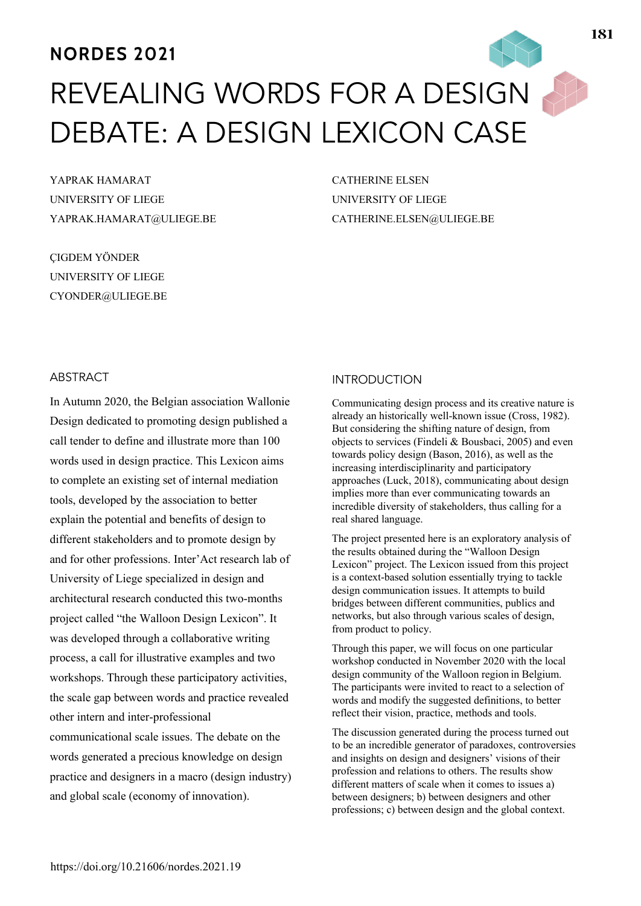NORDES 2021

# REVEALING WORDS FOR A DESIGN DEBATE: A DESIGN LEXICON CASE

YAPRAK HAMARAT
UNIVERSITY OF LIEGE
YAPRAK.HAMARAT@ULIEGE.BE

CATHERINE ELSEN
UNIVERSITY OF LIEGE
CATHERINE.ELSEN@ULIEGE.BE

ÇIGDEM YÖNDER
UNIVERSITY OF LIEGE
CYONDER@ULIEGE.BE

## ABSTRACT

In Autumn 2020, the Belgian association Wallonie Design dedicated to promoting design published a call tender to define and illustrate more than 100 words used in design practice. This Lexicon aims to complete an existing set of internal mediation tools, developed by the association to better explain the potential and benefits of design to different stakeholders and to promote design by and for other professions. Inter'Act research lab of University of Liege specialized in design and architectural research conducted this two-months project called "the Walloon Design Lexicon". It was developed through a collaborative writing process, a call for illustrative examples and two workshops. Through these participatory activities, the scale gap between words and practice revealed other intern and inter-professional communicational scale issues. The debate on the words generated a precious knowledge on design practice and designers in a macro (design industry) and global scale (economy of innovation).

## INTRODUCTION

Communicating design process and its creative nature is already an historically well-known issue (Cross, 1982). But considering the shifting nature of design, from objects to services (Findeli & Bousbaci, 2005) and even towards policy design (Bason, 2016), as well as the increasing interdisciplinarity and participatory approaches (Luck, 2018), communicating about design implies more than ever communicating towards an incredible diversity of stakeholders, thus calling for a real shared language.

The project presented here is an exploratory analysis of the results obtained during the "Walloon Design Lexicon" project. The Lexicon issued from this project is a context-based solution essentially trying to tackle design communication issues. It attempts to build bridges between different communities, publics and networks, but also through various scales of design, from product to policy.

Through this paper, we will focus on one particular workshop conducted in November 2020 with the local design community of the Walloon region in Belgium. The participants were invited to react to a selection of words and modify the suggested definitions, to better reflect their vision, practice, methods and tools.

The discussion generated during the process turned out to be an incredible generator of paradoxes, controversies and insights on design and designers' visions of their profession and relations to others. The results show different matters of scale when it comes to issues a) between designers; b) between designers and other professions; c) between design and the global context.

https://doi.org/10.21606/nordes.2021.19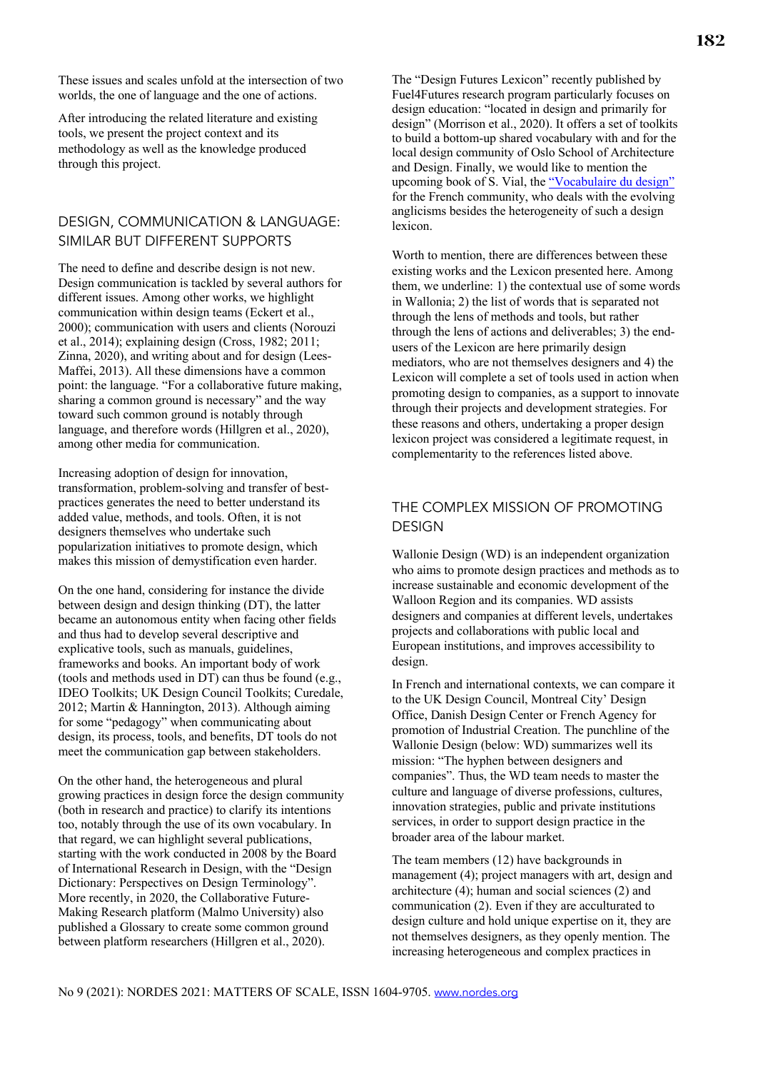These issues and scales unfold at the intersection of two worlds, the one of language and the one of actions.

After introducing the related literature and existing tools, we present the project context and its methodology as well as the knowledge produced through this project.

## DESIGN, COMMUNICATION & LANGUAGE: SIMILAR BUT DIFFERENT SUPPORTS

The need to define and describe design is not new. Design communication is tackled by several authors for different issues. Among other works, we highlight communication within design teams (Eckert et al., 2000); communication with users and clients (Norouzi et al., 2014); explaining design (Cross, 1982; 2011; Zinna, 2020), and writing about and for design (Lees-Maffei, 2013). All these dimensions have a common point: the language. "For a collaborative future making, sharing a common ground is necessary" and the way toward such common ground is notably through language, and therefore words (Hillgren et al., 2020), among other media for communication.

Increasing adoption of design for innovation, transformation, problem-solving and transfer of best-practices generates the need to better understand its added value, methods, and tools. Often, it is not designers themselves who undertake such popularization initiatives to promote design, which makes this mission of demystification even harder.

On the one hand, considering for instance the divide between design and design thinking (DT), the latter became an autonomous entity when facing other fields and thus had to develop several descriptive and explicative tools, such as manuals, guidelines, frameworks and books. An important body of work (tools and methods used in DT) can thus be found (e.g., IDEO Toolkits; UK Design Council Toolkits; Curedale, 2012; Martin & Hannington, 2013). Although aiming for some "pedagogy" when communicating about design, its process, tools, and benefits, DT tools do not meet the communication gap between stakeholders.

On the other hand, the heterogeneous and plural growing practices in design force the design community (both in research and practice) to clarify its intentions too, notably through the use of its own vocabulary. In that regard, we can highlight several publications, starting with the work conducted in 2008 by the Board of International Research in Design, with the "Design Dictionary: Perspectives on Design Terminology". More recently, in 2020, the Collaborative Future-Making Research platform (Malmo University) also published a Glossary to create some common ground between platform researchers (Hillgren et al., 2020).

The "Design Futures Lexicon" recently published by Fuel4Futures research program particularly focuses on design education: "located in design and primarily for design" (Morrison et al., 2020). It offers a set of toolkits to build a bottom-up shared vocabulary with and for the local design community of Oslo School of Architecture and Design. Finally, we would like to mention the upcoming book of S. Vial, the "Vocabulaire du design" for the French community, who deals with the evolving anglicisms besides the heterogeneity of such a design lexicon.

Worth to mention, there are differences between these existing works and the Lexicon presented here. Among them, we underline: 1) the contextual use of some words in Wallonia; 2) the list of words that is separated not through the lens of methods and tools, but rather through the lens of actions and deliverables; 3) the end-users of the Lexicon are here primarily design mediators, who are not themselves designers and 4) the Lexicon will complete a set of tools used in action when promoting design to companies, as a support to innovate through their projects and development strategies. For these reasons and others, undertaking a proper design lexicon project was considered a legitimate request, in complementarity to the references listed above.

## THE COMPLEX MISSION OF PROMOTING DESIGN

Wallonie Design (WD) is an independent organization who aims to promote design practices and methods as to increase sustainable and economic development of the Walloon Region and its companies. WD assists designers and companies at different levels, undertakes projects and collaborations with public local and European institutions, and improves accessibility to design.

In French and international contexts, we can compare it to the UK Design Council, Montreal City' Design Office, Danish Design Center or French Agency for promotion of Industrial Creation. The punchline of the Wallonie Design (below: WD) summarizes well its mission: "The hyphen between designers and companies". Thus, the WD team needs to master the culture and language of diverse professions, cultures, innovation strategies, public and private institutions services, in order to support design practice in the broader area of the labour market.

The team members (12) have backgrounds in management (4); project managers with art, design and architecture (4); human and social sciences (2) and communication (2). Even if they are acculturated to design culture and hold unique expertise on it, they are not themselves designers, as they openly mention. The increasing heterogeneous and complex practices in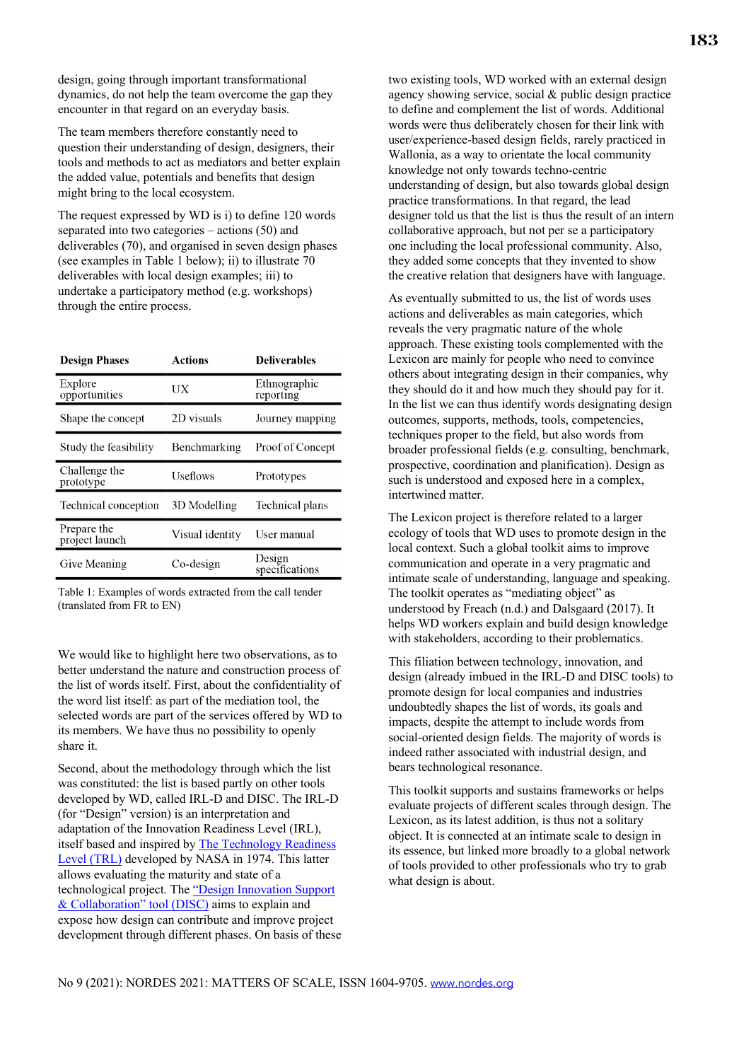design, going through important transformational dynamics, do not help the team overcome the gap they encounter in that regard on an everyday basis.

The team members therefore constantly need to question their understanding of design, designers, their tools and methods to act as mediators and better explain the added value, potentials and benefits that design might bring to the local ecosystem.

The request expressed by WD is i) to define 120 words separated into two categories – actions (50) and deliverables (70), and organised in seven design phases (see examples in Table 1 below); ii) to illustrate 70 deliverables with local design examples; iii) to undertake a participatory method (e.g. workshops) through the entire process.

| Design Phases | Actions | Deliverables |
|---|---|---|
| Explore opportunities | UX | Ethnographic reporting |
| Shape the concept | 2D visuals | Journey mapping |
| Study the feasibility | Benchmarking | Proof of Concept |
| Challenge the prototype | Useflows | Prototypes |
| Technical conception | 3D Modelling | Technical plans |
| Prepare the project launch | Visual identity | User manual |
| Give Meaning | Co-design | Design specifications |

Table 1: Examples of words extracted from the call tender (translated from FR to EN)

We would like to highlight here two observations, as to better understand the nature and construction process of the list of words itself. First, about the confidentiality of the word list itself: as part of the mediation tool, the selected words are part of the services offered by WD to its members. We have thus no possibility to openly share it.

Second, about the methodology through which the list was constituted: the list is based partly on other tools developed by WD, called IRL-D and DISC. The IRL-D (for "Design") version) is an interpretation and adaptation of the Innovation Readiness Level (IRL), itself based and inspired by [The Technology Readiness Level (TRL)](#) developed by NASA in 1974. This latter allows evaluating the maturity and state of a technological project. The ["Design Innovation Support & Collaboration" tool (DISC)](#) aims to explain and expose how design can contribute and improve project development through different phases. On basis of these two existing tools, WD worked with an external design agency showing service, social & public design practice to define and complement the list of words. Additional words were thus deliberately chosen for their link with user/experience-based design fields, rarely practiced in Wallonia, as a way to orientate the local community knowledge not only towards techno-centric understanding of design, but also towards global design practice transformations. In that regard, the lead designer told us that the list is thus the result of an intern collaborative approach, but not per se a participatory one including the local professional community. Also, they added some concepts that they invented to show the creative relation that designers have with language.

As eventually submitted to us, the list of words uses actions and deliverables as main categories, which reveals the very pragmatic nature of the whole approach. These existing tools complemented with the Lexicon are mainly for people who need to convince others about integrating design in their companies, why they should do it and how much they should pay for it. In the list we can thus identify words designating design outcomes, supports, methods, tools, competencies, techniques proper to the field, but also words from broader professional fields (e.g. consulting, benchmark, prospective, coordination and planification). Design as such is understood and exposed here in a complex, intertwined matter.

The Lexicon project is therefore related to a larger ecology of tools that WD uses to promote design in the local context. Such a global toolkit aims to improve communication and operate in a very pragmatic and intimate scale of understanding, language and speaking. The toolkit operates as "mediating object" as understood by Freach (n.d.) and Dalsgaard (2017). It helps WD workers explain and build design knowledge with stakeholders, according to their problematics.

This filiation between technology, innovation, and design (already imbued in the IRL-D and DISC tools) to promote design for local companies and industries undoubtedly shapes the list of words, its goals and impacts, despite the attempt to include words from social-oriented design fields. The majority of words is indeed rather associated with industrial design, and bears technological resonance.

This toolkit supports and sustains frameworks or helps evaluate projects of different scales through design. The Lexicon, as its latest addition, is thus not a solitary object. It is connected at an intimate scale to design in its essence, but linked more broadly to a global network of tools provided to other professionals who try to grab what design is about.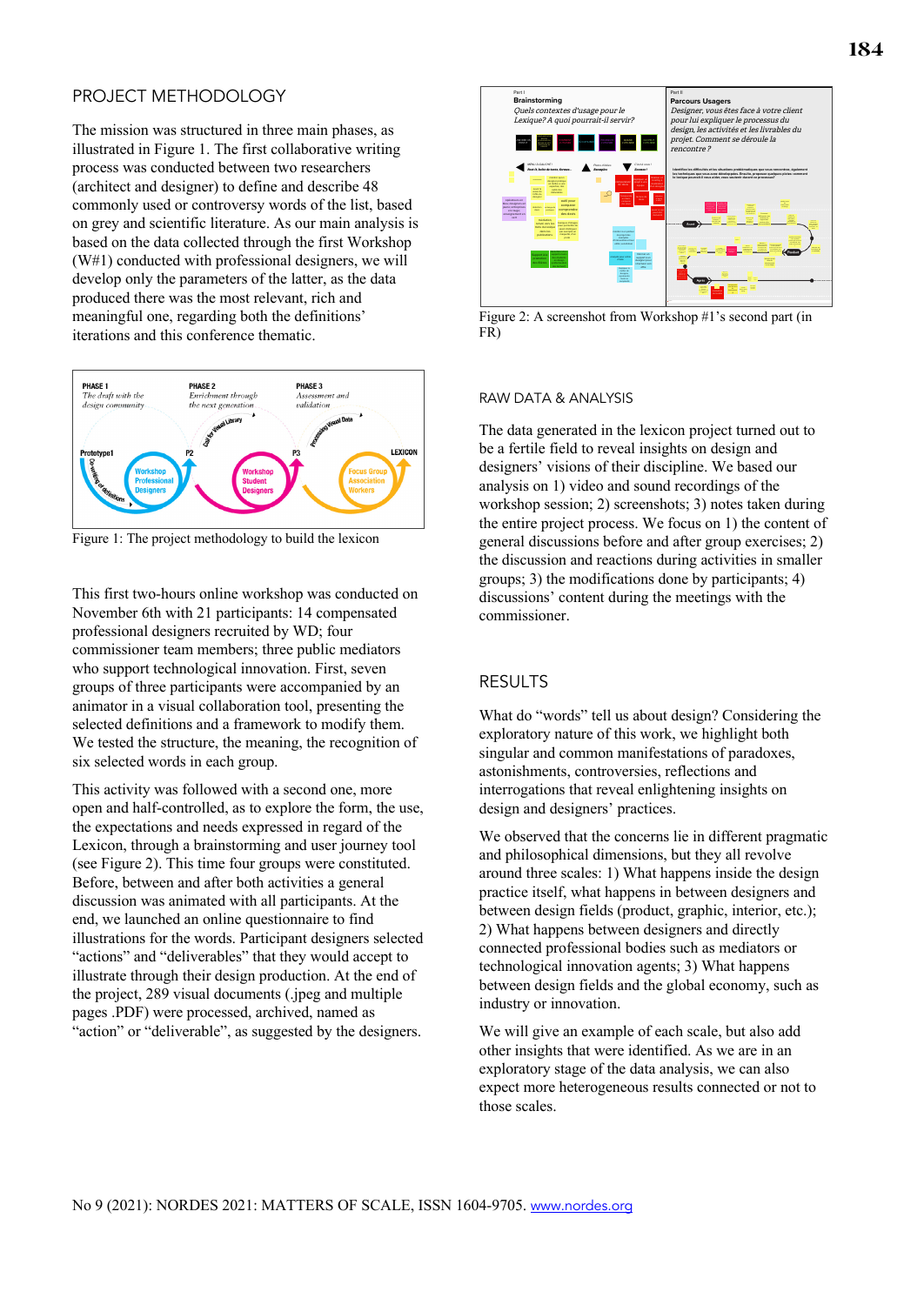## PROJECT METHODOLOGY

The mission was structured in three main phases, as illustrated in Figure 1. The first collaborative writing process was conducted between two researchers (architect and designer) to define and describe 48 commonly used or controversy words of the list, based on grey and scientific literature. As our main analysis is based on the data collected through the first Workshop (W#1) conducted with professional designers, we will develop only the parameters of the latter, as the data produced there was the most relevant, rich and meaningful one, regarding both the definitions' iterations and this conference thematic.

Figure 1: The project methodology to build the lexicon

This first two-hours online workshop was conducted on November 6th with 21 participants: 14 compensated professional designers recruited by WD; four commissioner team members; three public mediators who support technological innovation. First, seven groups of three participants were accompanied by an animator in a visual collaboration tool, presenting the selected definitions and a framework to modify them. We tested the structure, the meaning, the recognition of six selected words in each group.

This activity was followed with a second one, more open and half-controlled, as to explore the form, the use, the expectations and needs expressed in regard of the Lexicon, through a brainstorming and user journey tool (see Figure 2). This time four groups were constituted. Before, between and after both activities a general discussion was animated with all participants. At the end, we launched an online questionnaire to find illustrations for the words. Participant designers selected "actions" and "deliverables" that they would accept to illustrate through their design production. At the end of the project, 289 visual documents (.jpeg and multiple pages .PDF) were processed, archived, named as "action" or "deliverable", as suggested by the designers.

Figure 2: A screenshot from Workshop #1's second part (in FR)

## RAW DATA & ANALYSIS

The data generated in the lexicon project turned out to be a fertile field to reveal insights on design and designers' visions of their discipline. We based our analysis on 1) video and sound recordings of the workshop session; 2) screenshots; 3) notes taken during the entire project process. We focus on 1) the content of general discussions before and after group exercises; 2) the discussion and reactions during activities in smaller groups; 3) the modifications done by participants; 4) discussions' content during the meetings with the commissioner.

## RESULTS

What do "words" tell us about design? Considering the exploratory nature of this work, we highlight both singular and common manifestations of paradoxes, astonishments, controversies, reflections and interrogations that reveal enlightening insights on design and designers' practices.

We observed that the concerns lie in different pragmatic and philosophical dimensions, but they all revolve around three scales: 1) What happens inside the design practice itself, what happens in between designers and between design fields (product, graphic, interior, etc.); 2) What happens between designers and directly connected professional bodies such as mediators or technological innovation agents; 3) What happens between design fields and the global economy, such as industry or innovation.

We will give an example of each scale, but also add other insights that were identified. As we are in an exploratory stage of the data analysis, we can also expect more heterogeneous results connected or not to those scales.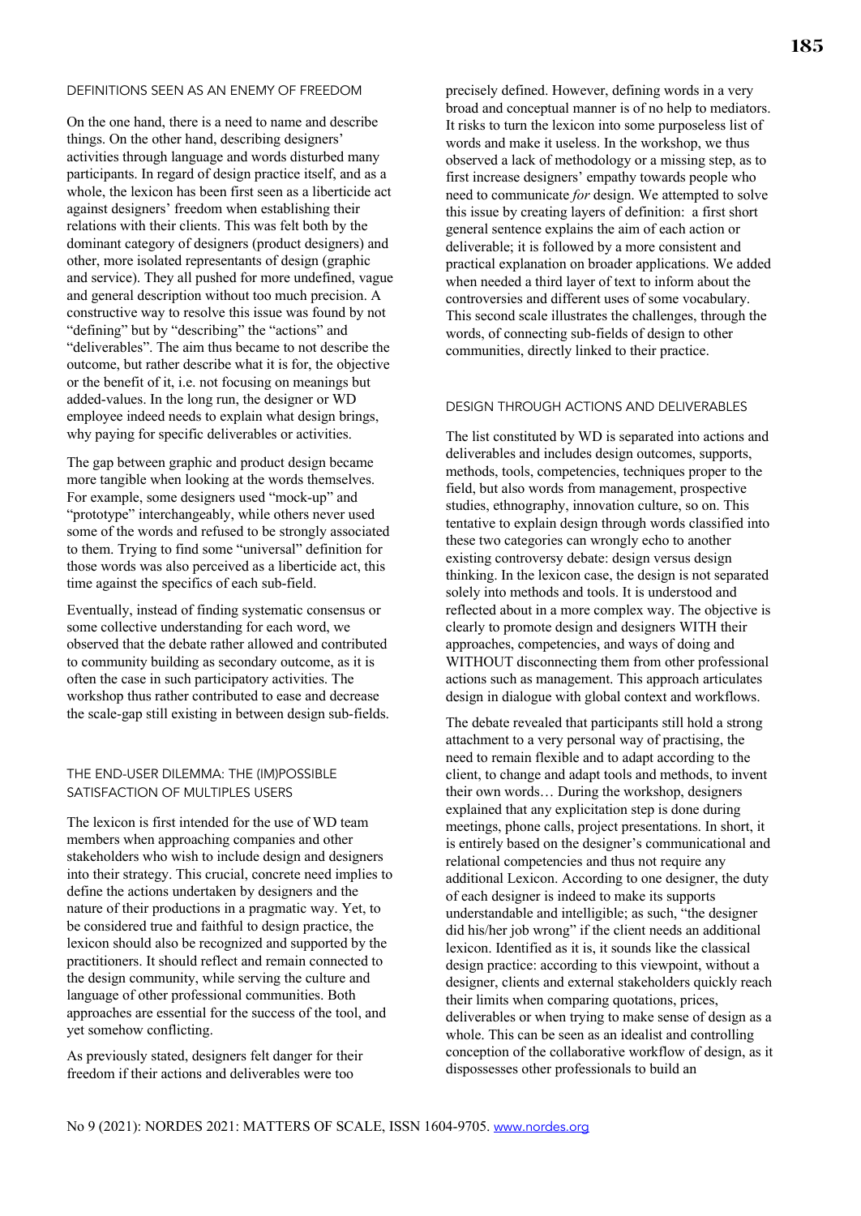### DEFINITIONS SEEN AS AN ENEMY OF FREEDOM

On the one hand, there is a need to name and describe things. On the other hand, describing designers' activities through language and words disturbed many participants. In regard of design practice itself, and as a whole, the lexicon has been first seen as a liberticide act against designers' freedom when establishing their relations with their clients. This was felt both by the dominant category of designers (product designers) and other, more isolated representants of design (graphic and service). They all pushed for more undefined, vague and general description without too much precision. A constructive way to resolve this issue was found by not "defining" but by "describing" the "actions" and "deliverables". The aim thus became to not describe the outcome, but rather describe what it is for, the objective or the benefit of it, i.e. not focusing on meanings but added-values. In the long run, the designer or WD employee indeed needs to explain what design brings, why paying for specific deliverables or activities.

The gap between graphic and product design became more tangible when looking at the words themselves. For example, some designers used "mock-up" and "prototype" interchangeably, while others never used some of the words and refused to be strongly associated to them. Trying to find some "universal" definition for those words was also perceived as a liberticide act, this time against the specifics of each sub-field.

Eventually, instead of finding systematic consensus or some collective understanding for each word, we observed that the debate rather allowed and contributed to community building as secondary outcome, as it is often the case in such participatory activities. The workshop thus rather contributed to ease and decrease the scale-gap still existing in between design sub-fields.

### THE END-USER DILEMMA: THE (IM)POSSIBLE SATISFACTION OF MULTIPLES USERS

The lexicon is first intended for the use of WD team members when approaching companies and other stakeholders who wish to include design and designers into their strategy. This crucial, concrete need implies to define the actions undertaken by designers and the nature of their productions in a pragmatic way. Yet, to be considered true and faithful to design practice, the lexicon should also be recognized and supported by the practitioners. It should reflect and remain connected to the design community, while serving the culture and language of other professional communities. Both approaches are essential for the success of the tool, and yet somehow conflicting.

As previously stated, designers felt danger for their freedom if their actions and deliverables were too precisely defined. However, defining words in a very broad and conceptual manner is of no help to mediators. It risks to turn the lexicon into some purposeless list of words and make it useless. In the workshop, we thus observed a lack of methodology or a missing step, as to first increase designers' empathy towards people who need to communicate *for* design. We attempted to solve this issue by creating layers of definition: a first short general sentence explains the aim of each action or deliverable; it is followed by a more consistent and practical explanation on broader applications. We added when needed a third layer of text to inform about the controversies and different uses of some vocabulary. This second scale illustrates the challenges, through the words, of connecting sub-fields of design to other communities, directly linked to their practice.

### DESIGN THROUGH ACTIONS AND DELIVERABLES

The list constituted by WD is separated into actions and deliverables and includes design outcomes, supports, methods, tools, competencies, techniques proper to the field, but also words from management, prospective studies, ethnography, innovation culture, so on. This tentative to explain design through words classified into these two categories can wrongly echo to another existing controversy debate: design versus design thinking. In the lexicon case, the design is not separated solely into methods and tools. It is understood and reflected about in a more complex way. The objective is clearly to promote design and designers WITH their approaches, competencies, and ways of doing and WITHOUT disconnecting them from other professional actions such as management. This approach articulates design in dialogue with global context and workflows.

The debate revealed that participants still hold a strong attachment to a very personal way of practising, the need to remain flexible and to adapt according to the client, to change and adapt tools and methods, to invent their own words… During the workshop, designers explained that any explicitation step is done during meetings, phone calls, project presentations. In short, it is entirely based on the designer's communicational and relational competencies and thus not require any additional Lexicon. According to one designer, the duty of each designer is indeed to make its supports understandable and intelligible; as such, "the designer did his/her job wrong" if the client needs an additional lexicon. Identified as it is, it sounds like the classical design practice: according to this viewpoint, without a designer, clients and external stakeholders quickly reach their limits when comparing quotations, prices, deliverables or when trying to make sense of design as a whole. This can be seen as an idealist and controlling conception of the collaborative workflow of design, as it dispossesses other professionals to build an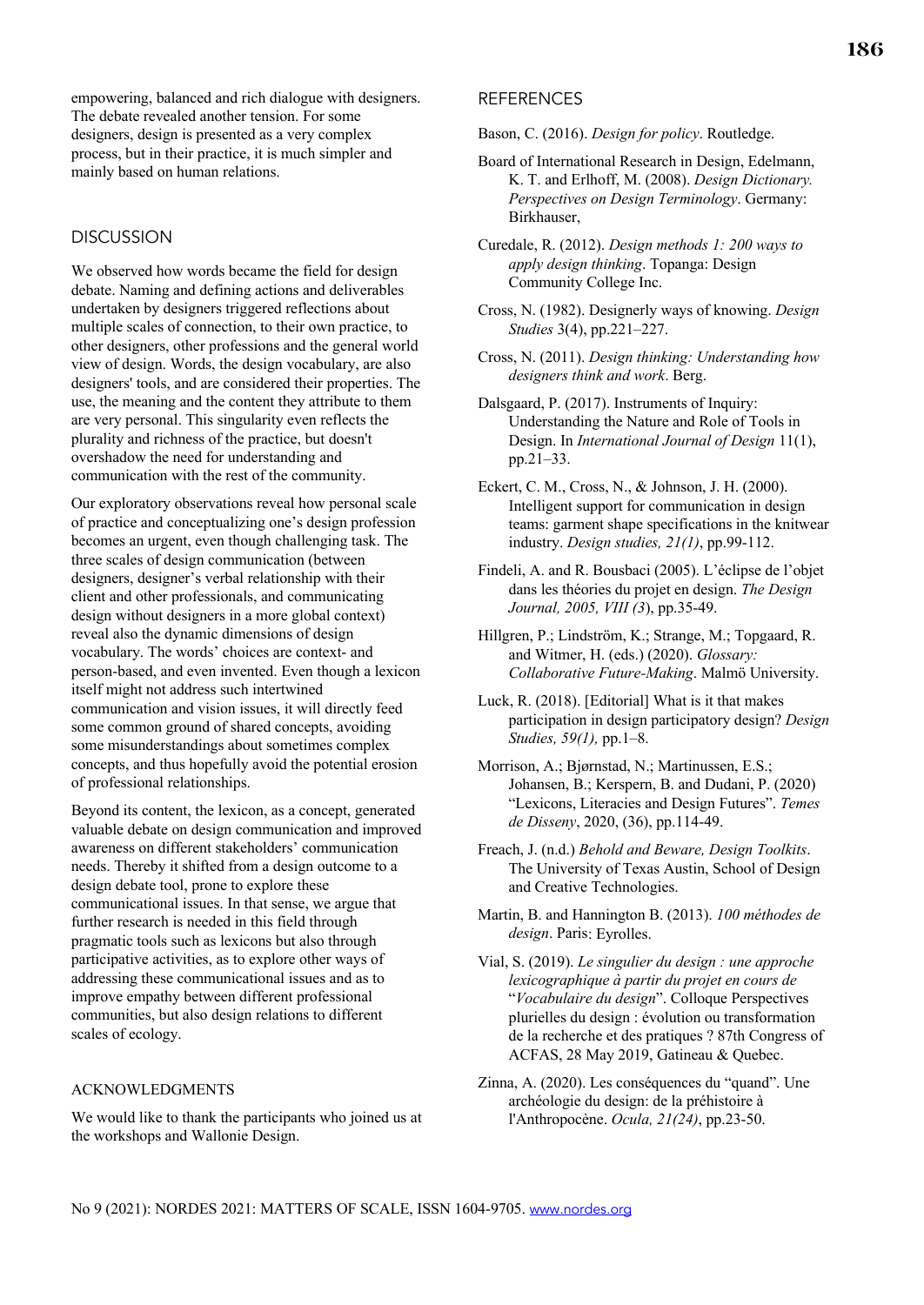empowering, balanced and rich dialogue with designers. The debate revealed another tension. For some designers, design is presented as a very complex process, but in their practice, it is much simpler and mainly based on human relations.

## DISCUSSION

We observed how words became the field for design debate. Naming and defining actions and deliverables undertaken by designers triggered reflections about multiple scales of connection, to their own practice, to other designers, other professions and the general world view of design. Words, the design vocabulary, are also designers' tools, and are considered their properties. The use, the meaning and the content they attribute to them are very personal. This singularity even reflects the plurality and richness of the practice, but doesn't overshadow the need for understanding and communication with the rest of the community.

Our exploratory observations reveal how personal scale of practice and conceptualizing one's design profession becomes an urgent, even though challenging task. The three scales of design communication (between designers, designer's verbal relationship with their client and other professionals, and communicating design without designers in a more global context) reveal also the dynamic dimensions of design vocabulary. The words' choices are context- and person-based, and even invented. Even though a lexicon itself might not address such intertwined communication and vision issues, it will directly feed some common ground of shared concepts, avoiding some misunderstandings about sometimes complex concepts, and thus hopefully avoid the potential erosion of professional relationships.

Beyond its content, the lexicon, as a concept, generated valuable debate on design communication and improved awareness on different stakeholders' communication needs. Thereby it shifted from a design outcome to a design debate tool, prone to explore these communicational issues. In that sense, we argue that further research is needed in this field through pragmatic tools such as lexicons but also through participative activities, as to explore other ways of addressing these communicational issues and as to improve empathy between different professional communities, but also design relations to different scales of ecology.

### ACKNOWLEDGMENTS

We would like to thank the participants who joined us at the workshops and Wallonie Design.

## REFERENCES

Bason, C. (2016). *Design for policy*. Routledge.

Board of International Research in Design, Edelmann, K. T. and Erlhoff, M. (2008). *Design Dictionary. Perspectives on Design Terminology*. Germany: Birkhauser,

Curedale, R. (2012). *Design methods 1: 200 ways to apply design thinking*. Topanga: Design Community College Inc.

Cross, N. (1982). Designerly ways of knowing. *Design Studies* 3(4), pp.221–227.

Cross, N. (2011). *Design thinking: Understanding how designers think and work*. Berg.

Dalsgaard, P. (2017). Instruments of Inquiry: Understanding the Nature and Role of Tools in Design. In *International Journal of Design* 11(1), pp.21–33.

Eckert, C. M., Cross, N., & Johnson, J. H. (2000). Intelligent support for communication in design teams: garment shape specifications in the knitwear industry. *Design studies, 21(1)*, pp.99-112.

Findeli, A. and R. Bousbaci (2005). L'éclipse de l'objet dans les théories du projet en design. *The Design Journal, 2005, VIII (3*), pp.35-49.

Hillgren, P.; Lindström, K.; Strange, M.; Topgaard, R. and Witmer, H. (eds.) (2020). *Glossary: Collaborative Future-Making*. Malmö University.

Luck, R. (2018). [Editorial] What is it that makes participation in design participatory design? *Design Studies, 59(1),* pp.1–8.

Morrison, A.; Bjørnstad, N.; Martinussen, E.S.; Johansen, B.; Kerspern, B. and Dudani, P. (2020) "Lexicons, Literacies and Design Futures". *Temes de Disseny*, 2020, (36), pp.114-49.

Freach, J. (n.d.) *Behold and Beware, Design Toolkits*. The University of Texas Austin, School of Design and Creative Technologies.

Martin, B. and Hannington B. (2013). *100 méthodes de design*. Paris: Eyrolles.

Vial, S. (2019). *Le singulier du design : une approche lexicographique à partir du projet en cours de* "*Vocabulaire du design*". Colloque Perspectives plurielles du design : évolution ou transformation de la recherche et des pratiques ? 87th Congress of ACFAS, 28 May 2019, Gatineau & Quebec.

Zinna, A. (2020). Les conséquences du "quand". Une archéologie du design: de la préhistoire à l'Anthropocène. *Ocula, 21(24)*, pp.23-50.